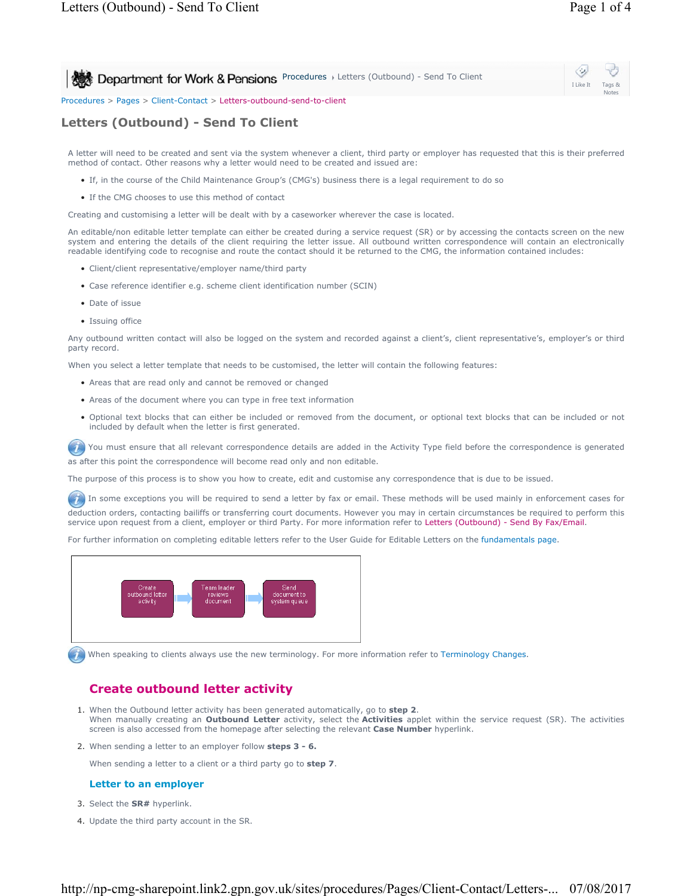Procedures > Pages > Client-Contact > Letters-outbound-send-to-client

# Letters (Outbound) - Send To Client

A letter will need to be created and sent via the system whenever a client, third party or employer has requested that this is their preferred method of contact. Other reasons why a letter would need to be created and issued are:

- If, in the course of the Child Maintenance Group's (CMG's) business there is a legal requirement to do so
- If the CMG chooses to use this method of contact

Creating and customising a letter will be dealt with by a caseworker wherever the case is located.

An editable/non editable letter template can either be created during a service request (SR) or by accessing the contacts screen on the new system and entering the details of the client requiring the letter issue. All outbound written correspondence will contain an electronically readable identifying code to recognise and route the contact should it be returned to the CMG, the information contained includes:

- Client/client representative/employer name/third party
- Case reference identifier e.g. scheme client identification number (SCIN)
- Date of issue
- Issuing office

Any outbound written contact will also be logged on the system and recorded against a client's, client representative's, employer's or third party record.

When you select a letter template that needs to be customised, the letter will contain the following features:

- Areas that are read only and cannot be removed or changed
- Areas of the document where you can type in free text information
- Optional text blocks that can either be included or removed from the document, or optional text blocks that can be included or not included by default when the letter is first generated.

You must ensure that all relevant correspondence details are added in the Activity Type field before the correspondence is generated as after this point the correspondence will become read only and non editable.

The purpose of this process is to show you how to create, edit and customise any correspondence that is due to be issued.

In some exceptions you will be required to send a letter by fax or email. These methods will be used mainly in enforcement cases for deduction orders, contacting bailiffs or transferring court documents. However you may in certain circumstances be required to perform this service upon request from a client, employer or third Party. For more information refer to Letters (Outbound) - Send By Fax/Email.

For further information on completing editable letters refer to the User Guide for Editable Letters on the fundamentals page.

Create outbound letter activity → Team leader reviews document → Send document to system queue

When speaking to clients always use the new terminology. For more information refer to Terminology Changes.

## Create outbound letter activity

1. When the Outbound letter activity has been generated automatically, go to **step 2**.
   When manually creating an **Outbound Letter** activity, select the **Activities** applet within the service request (SR). The activities screen is also accessed from the homepage after selecting the relevant **Case Number** hyperlink.
2. When sending a letter to an employer follow **steps 3 - 6.**

   When sending a letter to a client or a third party go to **step 7**.

### Letter to an employer

3. Select the **SR#** hyperlink.
4. Update the third party account in the SR.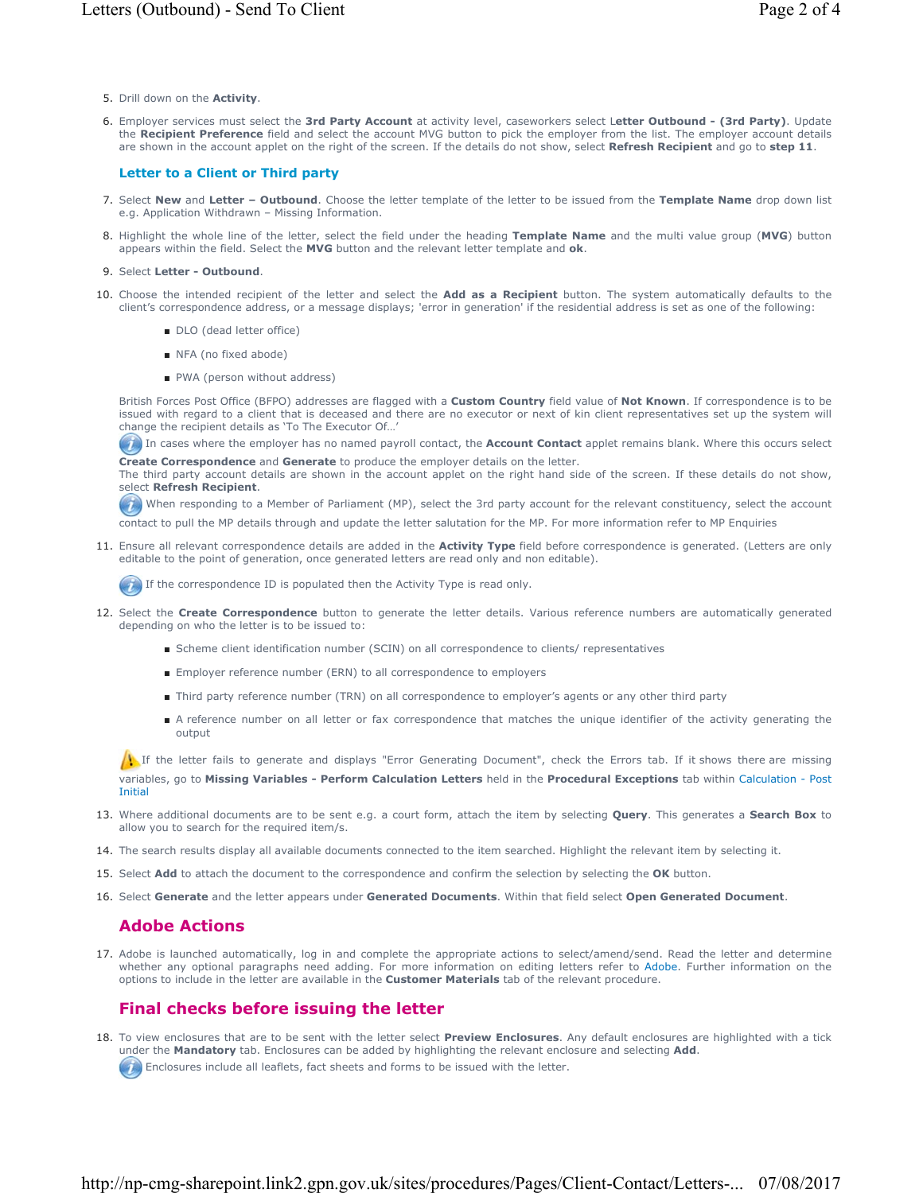5. Drill down on the **Activity**.

6. Employer services must select the **3rd Party Account** at activity level, caseworkers select L**etter Outbound - (3rd Party)**. Update the **Recipient Preference** field and select the account MVG button to pick the employer from the list. The employer account details are shown in the account applet on the right of the screen. If the details do not show, select **Refresh Recipient** and go to **step 11**.

### Letter to a Client or Third party

7. Select **New** and **Letter – Outbound**. Choose the letter template of the letter to be issued from the **Template Name** drop down list e.g. Application Withdrawn – Missing Information.

8. Highlight the whole line of the letter, select the field under the heading **Template Name** and the multi value group (**MVG**) button appears within the field. Select the **MVG** button and the relevant letter template and **ok**.

9. Select **Letter - Outbound**.

10. Choose the intended recipient of the letter and select the **Add as a Recipient** button. The system automatically defaults to the client's correspondence address, or a message displays; 'error in generation' if the residential address is set as one of the following:

    - DLO (dead letter office)
    - NFA (no fixed abode)
    - PWA (person without address)

    British Forces Post Office (BFPO) addresses are flagged with a **Custom Country** field value of **Not Known**. If correspondence is to be issued with regard to a client that is deceased and there are no executor or next of kin client representatives set up the system will change the recipient details as 'To The Executor Of…'

    In cases where the employer has no named payroll contact, the **Account Contact** applet remains blank. Where this occurs select **Create Correspondence** and **Generate** to produce the employer details on the letter.
    The third party account details are shown in the account applet on the right hand side of the screen. If these details do not show, select **Refresh Recipient**.

    When responding to a Member of Parliament (MP), select the 3rd party account for the relevant constituency, select the account contact to pull the MP details through and update the letter salutation for the MP. For more information refer to MP Enquiries

11. Ensure all relevant correspondence details are added in the **Activity Type** field before correspondence is generated. (Letters are only editable to the point of generation, once generated letters are read only and non editable).

    If the correspondence ID is populated then the Activity Type is read only.

12. Select the **Create Correspondence** button to generate the letter details. Various reference numbers are automatically generated depending on who the letter is to be issued to:

    - Scheme client identification number (SCIN) on all correspondence to clients/ representatives
    - Employer reference number (ERN) to all correspondence to employers
    - Third party reference number (TRN) on all correspondence to employer's agents or any other third party
    - A reference number on all letter or fax correspondence that matches the unique identifier of the activity generating the output

    If the letter fails to generate and displays "Error Generating Document", check the Errors tab. If it shows there are missing variables, go to **Missing Variables - Perform Calculation Letters** held in the **Procedural Exceptions** tab within Calculation - Post Initial

13. Where additional documents are to be sent e.g. a court form, attach the item by selecting **Query**. This generates a **Search Box** to allow you to search for the required item/s.

14. The search results display all available documents connected to the item searched. Highlight the relevant item by selecting it.

15. Select **Add** to attach the document to the correspondence and confirm the selection by selecting the **OK** button.

16. Select **Generate** and the letter appears under **Generated Documents**. Within that field select **Open Generated Document**.

### Adobe Actions

17. Adobe is launched automatically, log in and complete the appropriate actions to select/amend/send. Read the letter and determine whether any optional paragraphs need adding. For more information on editing letters refer to Adobe. Further information on the options to include in the letter are available in the **Customer Materials** tab of the relevant procedure.

### Final checks before issuing the letter

18. To view enclosures that are to be sent with the letter select **Preview Enclosures**. Any default enclosures are highlighted with a tick under the **Mandatory** tab. Enclosures can be added by highlighting the relevant enclosure and selecting **Add**.

    Enclosures include all leaflets, fact sheets and forms to be issued with the letter.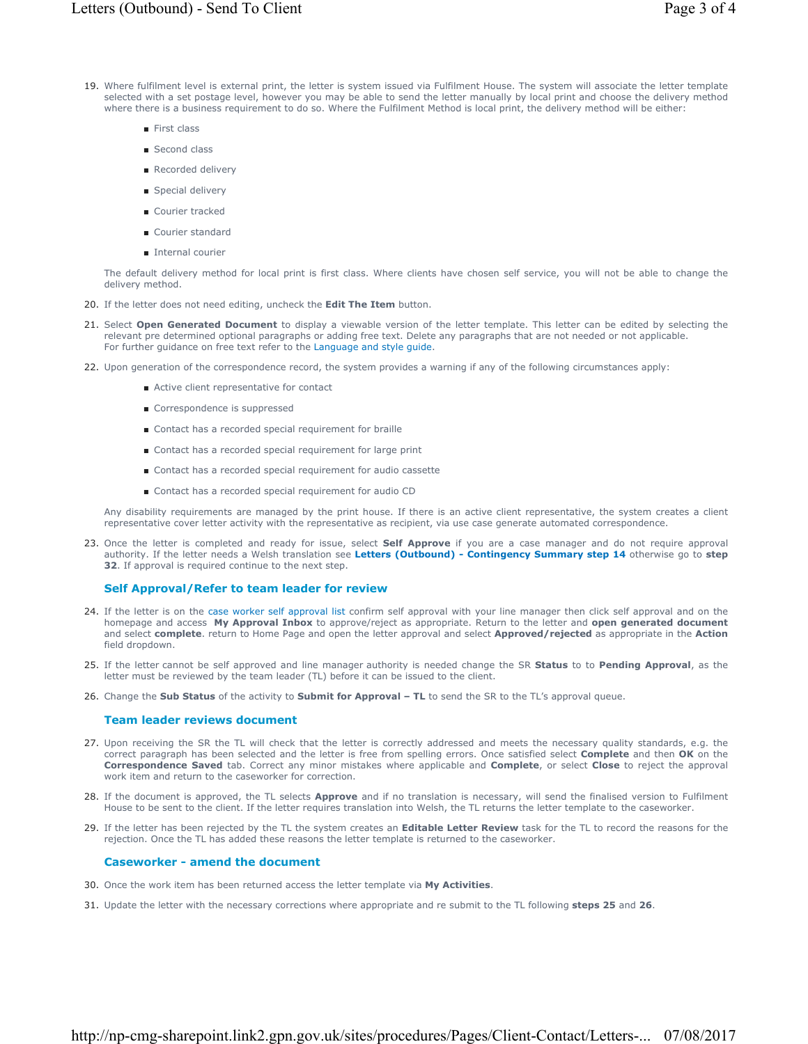19. Where fulfilment level is external print, the letter is system issued via Fulfilment House. The system will associate the letter template selected with a set postage level, however you may be able to send the letter manually by local print and choose the delivery method where there is a business requirement to do so. Where the Fulfilment Method is local print, the delivery method will be either:

    - First class
    - Second class
    - Recorded delivery
    - Special delivery
    - Courier tracked
    - Courier standard
    - Internal courier

    The default delivery method for local print is first class. Where clients have chosen self service, you will not be able to change the delivery method.

20. If the letter does not need editing, uncheck the **Edit The Item** button.

21. Select **Open Generated Document** to display a viewable version of the letter template. This letter can be edited by selecting the relevant pre determined optional paragraphs or adding free text. Delete any paragraphs that are not needed or not applicable.
    For further guidance on free text refer to the Language and style guide.

22. Upon generation of the correspondence record, the system provides a warning if any of the following circumstances apply:

    - Active client representative for contact
    - Correspondence is suppressed
    - Contact has a recorded special requirement for braille
    - Contact has a recorded special requirement for large print
    - Contact has a recorded special requirement for audio cassette
    - Contact has a recorded special requirement for audio CD

    Any disability requirements are managed by the print house. If there is an active client representative, the system creates a client representative cover letter activity with the representative as recipient, via use case generate automated correspondence.

23. Once the letter is completed and ready for issue, select **Self Approve** if you are a case manager and do not require approval authority. If the letter needs a Welsh translation see **Letters (Outbound) - Contingency Summary step 14** otherwise go to **step 32**. If approval is required continue to the next step.

### Self Approval/Refer to team leader for review

24. If the letter is on the case worker self approval list confirm self approval with your line manager then click self approval and on the homepage and access **My Approval Inbox** to approve/reject as appropriate. Return to the letter and **open generated document** and select **complete**. return to Home Page and open the letter approval and select **Approved/rejected** as appropriate in the **Action** field dropdown.

25. If the letter cannot be self approved and line manager authority is needed change the SR **Status** to to **Pending Approval**, as the letter must be reviewed by the team leader (TL) before it can be issued to the client.

26. Change the **Sub Status** of the activity to **Submit for Approval – TL** to send the SR to the TL's approval queue.

### Team leader reviews document

27. Upon receiving the SR the TL will check that the letter is correctly addressed and meets the necessary quality standards, e.g. the correct paragraph has been selected and the letter is free from spelling errors. Once satisfied select **Complete** and then **OK** on the **Correspondence Saved** tab. Correct any minor mistakes where applicable and **Complete**, or select **Close** to reject the approval work item and return to the caseworker for correction.

28. If the document is approved, the TL selects **Approve** and if no translation is necessary, will send the finalised version to Fulfilment House to be sent to the client. If the letter requires translation into Welsh, the TL returns the letter template to the caseworker.

29. If the letter has been rejected by the TL the system creates an **Editable Letter Review** task for the TL to record the reasons for the rejection. Once the TL has added these reasons the letter template is returned to the caseworker.

### Caseworker - amend the document

30. Once the work item has been returned access the letter template via **My Activities**.

31. Update the letter with the necessary corrections where appropriate and re submit to the TL following **steps 25** and **26**.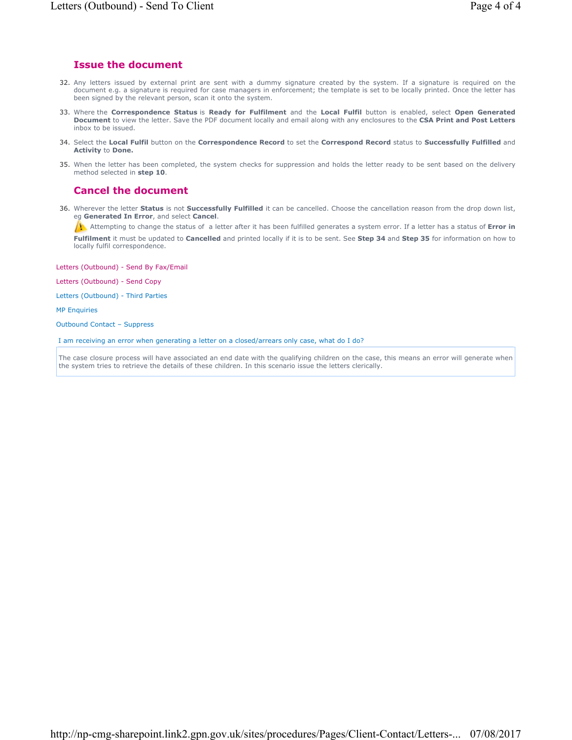## Issue the document

32. Any letters issued by external print are sent with a dummy signature created by the system. If a signature is required on the document e.g. a signature is required for case managers in enforcement; the template is set to be locally printed. Once the letter has been signed by the relevant person, scan it onto the system.

33. Where the **Correspondence Status** is **Ready for Fulfilment** and the **Local Fulfil** button is enabled, select **Open Generated Document** to view the letter. Save the PDF document locally and email along with any enclosures to the **CSA Print and Post Letters** inbox to be issued.

34. Select the **Local Fulfil** button on the **Correspondence Record** to set the **Correspond Record** status to **Successfully Fulfilled** and **Activity** to **Done.**

35. When the letter has been completed, the system checks for suppression and holds the letter ready to be sent based on the delivery method selected in **step 10**.

## Cancel the document

36. Wherever the letter **Status** is not **Successfully Fulfilled** it can be cancelled. Choose the cancellation reason from the drop down list, eg **Generated In Error**, and select **Cancel**.

    ⚠ Attempting to change the status of a letter after it has been fulfilled generates a system error. If a letter has a status of **Error in Fulfilment** it must be updated to **Cancelled** and printed locally if it is to be sent. See **Step 34** and **Step 35** for information on how to locally fulfil correspondence.

Letters (Outbound) - Send By Fax/Email

Letters (Outbound) - Send Copy

Letters (Outbound) - Third Parties

MP Enquiries

Outbound Contact – Suppress

I am receiving an error when generating a letter on a closed/arrears only case, what do I do?

The case closure process will have associated an end date with the qualifying children on the case, this means an error will generate when the system tries to retrieve the details of these children. In this scenario issue the letters clerically.